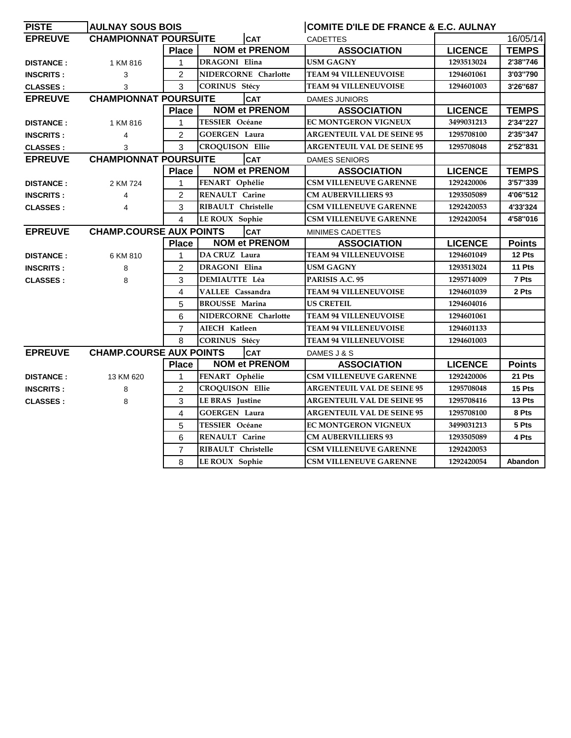| PISTE | AULNAY SOUS BOIS | | | COMITE D'ILE DE FRANCE & E.C. AULNAY | | |
|---|---|---|---|---|---|---|
| **EPREUVE** | **CHAMPIONNAT POURSUITE** | | **CAT** | CADETTES | | 16/05/14 |
| | | **Place** | **NOM et PRENOM** | **ASSOCIATION** | **LICENCE** | **TEMPS** |
| **DISTANCE :** | 1 KM 816 | 1 | DRAGONI Elina | USM GAGNY | 1293513024 | 2'38"746 |
| **INSCRITS :** | 3 | 2 | NIDERCORNE Charlotte | TEAM 94 VILLENEUVOISE | 1294601061 | 3'03"790 |
| **CLASSES :** | 3 | 3 | CORINUS Stécy | TEAM 94 VILLENEUVOISE | 1294601003 | 3'26"687 |
| **EPREUVE** | **CHAMPIONNAT POURSUITE** | | **CAT** | DAMES JUNIORS | | |
| | | **Place** | **NOM et PRENOM** | **ASSOCIATION** | **LICENCE** | **TEMPS** |
| **DISTANCE :** | 1 KM 816 | 1 | TESSIER Océane | EC MONTGERON VIGNEUX | 3499031213 | 2'34"227 |
| **INSCRITS :** | 4 | 2 | GOERGEN Laura | ARGENTEUIL VAL DE SEINE 95 | 1295708100 | 2'35"347 |
| **CLASSES :** | 3 | 3 | CROQUISON Ellie | ARGENTEUIL VAL DE SEINE 95 | 1295708048 | 2'52"831 |
| **EPREUVE** | **CHAMPIONNAT POURSUITE** | | **CAT** | DAMES SENIORS | | |
| | | **Place** | **NOM et PRENOM** | **ASSOCIATION** | **LICENCE** | **TEMPS** |
| **DISTANCE :** | 2 KM 724 | 1 | FENART Ophélie | CSM VILLENEUVE GARENNE | 1292420006 | 3'57"339 |
| **INSCRITS :** | 4 | 2 | RENAULT Carine | CM AUBERVILLIERS 93 | 1293505089 | 4'06"512 |
| **CLASSES :** | 4 | 3 | RIBAULT Christelle | CSM VILLENEUVE GARENNE | 1292420053 | 4'33'324 |
| | | 4 | LE ROUX Sophie | CSM VILLENEUVE GARENNE | 1292420054 | 4'58"016 |
| **EPREUVE** | **CHAMP.COURSE AUX POINTS** | | **CAT** | MINIMES CADETTES | | |
| | | **Place** | **NOM et PRENOM** | **ASSOCIATION** | **LICENCE** | **Points** |
| **DISTANCE :** | 6 KM 810 | 1 | DA CRUZ Laura | TEAM 94 VILLENEUVOISE | 1294601049 | 12 Pts |
| **INSCRITS :** | 8 | 2 | DRAGONI Elina | USM GAGNY | 1293513024 | 11 Pts |
| **CLASSES :** | 8 | 3 | DEMIAUTTE Léa | PARISIS A.C. 95 | 1295714009 | 7 Pts |
| | | 4 | VALLEE Cassandra | TEAM 94 VILLENEUVOISE | 1294601039 | 2 Pts |
| | | 5 | BROUSSE Marina | US CRETEIL | 1294604016 | |
| | | 6 | NIDERCORNE Charlotte | TEAM 94 VILLENEUVOISE | 1294601061 | |
| | | 7 | AIECH Katleen | TEAM 94 VILLENEUVOISE | 1294601133 | |
| | | 8 | CORINUS Stécy | TEAM 94 VILLENEUVOISE | 1294601003 | |
| **EPREUVE** | **CHAMP.COURSE AUX POINTS** | | **CAT** | DAMES J & S | | |
| | | **Place** | **NOM et PRENOM** | **ASSOCIATION** | **LICENCE** | **Points** |
| **DISTANCE :** | 13 KM 620 | 1 | FENART Ophélie | CSM VILLENEUVE GARENNE | 1292420006 | 21 Pts |
| **INSCRITS :** | 8 | 2 | CROQUISON Ellie | ARGENTEUIL VAL DE SEINE 95 | 1295708048 | 15 Pts |
| **CLASSES :** | 8 | 3 | LE BRAS Justine | ARGENTEUIL VAL DE SEINE 95 | 1295708416 | 13 Pts |
| | | 4 | GOERGEN Laura | ARGENTEUIL VAL DE SEINE 95 | 1295708100 | 8 Pts |
| | | 5 | TESSIER Océane | EC MONTGERON VIGNEUX | 3499031213 | 5 Pts |
| | | 6 | RENAULT Carine | CM AUBERVILLIERS 93 | 1293505089 | 4 Pts |
| | | 7 | RIBAULT Christelle | CSM VILLENEUVE GARENNE | 1292420053 | |
| | | 8 | LE ROUX Sophie | CSM VILLENEUVE GARENNE | 1292420054 | Abandon |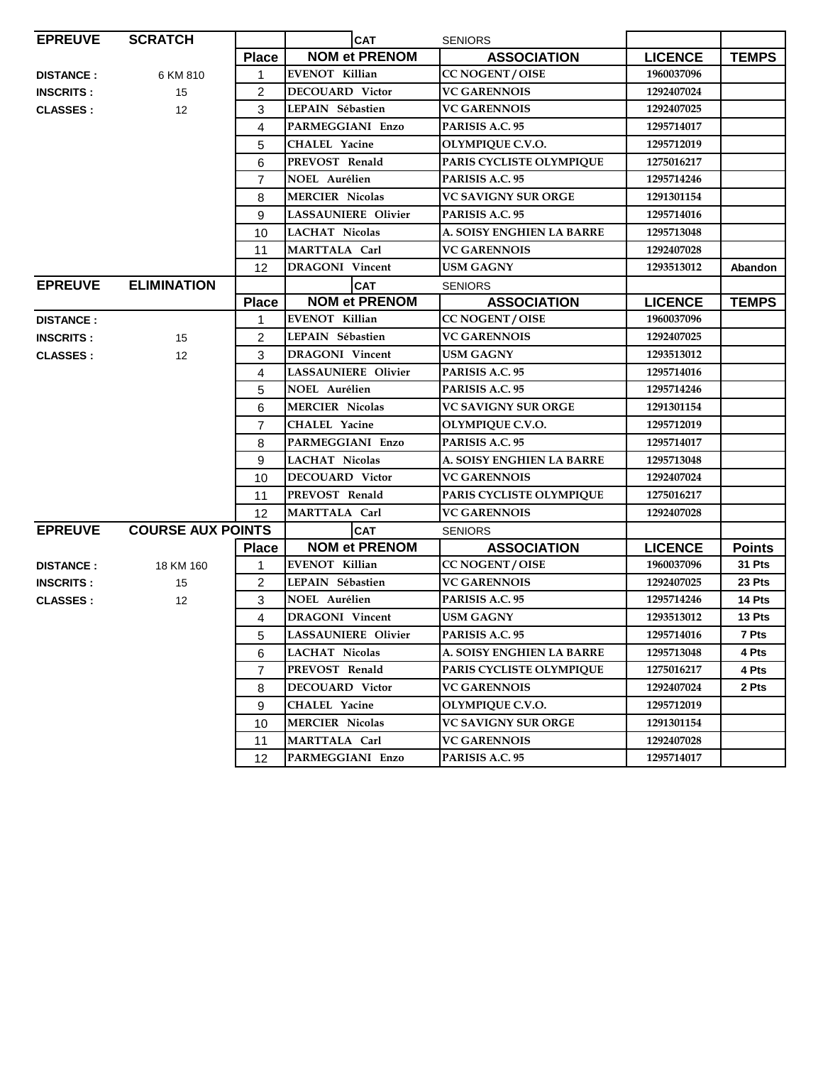| EPREUVE | SCRATCH | | CAT | SENIORS | | |
|---|---|---|---|---|---|---|
| | | Place | NOM et PRENOM | ASSOCIATION | LICENCE | TEMPS |
| DISTANCE : | 6 KM 810 | 1 | EVENOT Killian | CC NOGENT / OISE | 1960037096 | |
| INSCRITS : | 15 | 2 | DECOUARD Victor | VC GARENNOIS | 1292407024 | |
| CLASSES : | 12 | 3 | LEPAIN Sébastien | VC GARENNOIS | 1292407025 | |
| | | 4 | PARMEGGIANI Enzo | PARISIS A.C. 95 | 1295714017 | |
| | | 5 | CHALEL Yacine | OLYMPIQUE C.V.O. | 1295712019 | |
| | | 6 | PREVOST Renald | PARIS CYCLISTE OLYMPIQUE | 1275016217 | |
| | | 7 | NOEL Aurélien | PARISIS A.C. 95 | 1295714246 | |
| | | 8 | MERCIER Nicolas | VC SAVIGNY SUR ORGE | 1291301154 | |
| | | 9 | LASSAUNIERE Olivier | PARISIS A.C. 95 | 1295714016 | |
| | | 10 | LACHAT Nicolas | A. SOISY ENGHIEN LA BARRE | 1295713048 | |
| | | 11 | MARTTALA Carl | VC GARENNOIS | 1292407028 | |
| | | 12 | DRAGONI Vincent | USM GAGNY | 1293513012 | Abandon |

| EPREUVE | ELIMINATION | | CAT | SENIORS | | |
|---|---|---|---|---|---|---|
| | | Place | NOM et PRENOM | ASSOCIATION | LICENCE | TEMPS |
| DISTANCE : | | 1 | EVENOT Killian | CC NOGENT / OISE | 1960037096 | |
| INSCRITS : | 15 | 2 | LEPAIN Sébastien | VC GARENNOIS | 1292407025 | |
| CLASSES : | 12 | 3 | DRAGONI Vincent | USM GAGNY | 1293513012 | |
| | | 4 | LASSAUNIERE Olivier | PARISIS A.C. 95 | 1295714016 | |
| | | 5 | NOEL Aurélien | PARISIS A.C. 95 | 1295714246 | |
| | | 6 | MERCIER Nicolas | VC SAVIGNY SUR ORGE | 1291301154 | |
| | | 7 | CHALEL Yacine | OLYMPIQUE C.V.O. | 1295712019 | |
| | | 8 | PARMEGGIANI Enzo | PARISIS A.C. 95 | 1295714017 | |
| | | 9 | LACHAT Nicolas | A. SOISY ENGHIEN LA BARRE | 1295713048 | |
| | | 10 | DECOUARD Victor | VC GARENNOIS | 1292407024 | |
| | | 11 | PREVOST Renald | PARIS CYCLISTE OLYMPIQUE | 1275016217 | |
| | | 12 | MARTTALA Carl | VC GARENNOIS | 1292407028 | |

| EPREUVE | COURSE AUX POINTS | | CAT | SENIORS | | |
|---|---|---|---|---|---|---|
| | | Place | NOM et PRENOM | ASSOCIATION | LICENCE | Points |
| DISTANCE : | 18 KM 160 | 1 | EVENOT Killian | CC NOGENT / OISE | 1960037096 | 31 Pts |
| INSCRITS : | 15 | 2 | LEPAIN Sébastien | VC GARENNOIS | 1292407025 | 23 Pts |
| CLASSES : | 12 | 3 | NOEL Aurélien | PARISIS A.C. 95 | 1295714246 | 14 Pts |
| | | 4 | DRAGONI Vincent | USM GAGNY | 1293513012 | 13 Pts |
| | | 5 | LASSAUNIERE Olivier | PARISIS A.C. 95 | 1295714016 | 7 Pts |
| | | 6 | LACHAT Nicolas | A. SOISY ENGHIEN LA BARRE | 1295713048 | 4 Pts |
| | | 7 | PREVOST Renald | PARIS CYCLISTE OLYMPIQUE | 1275016217 | 4 Pts |
| | | 8 | DECOUARD Victor | VC GARENNOIS | 1292407024 | 2 Pts |
| | | 9 | CHALEL Yacine | OLYMPIQUE C.V.O. | 1295712019 | |
| | | 10 | MERCIER Nicolas | VC SAVIGNY SUR ORGE | 1291301154 | |
| | | 11 | MARTTALA Carl | VC GARENNOIS | 1292407028 | |
| | | 12 | PARMEGGIANI Enzo | PARISIS A.C. 95 | 1295714017 | |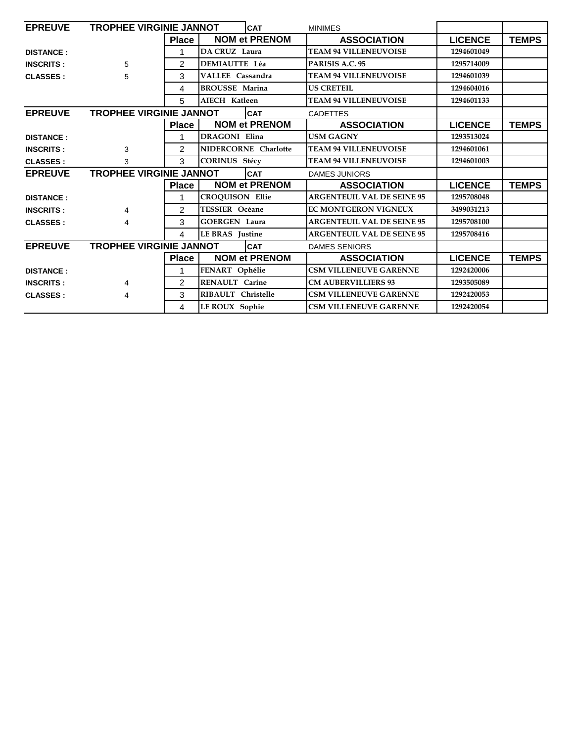| EPREUVE | TROPHEE VIRGINIE JANNOT | | CAT | MINIMES | | |
|---|---|---|---|---|---|---|
| | | Place | NOM et PRENOM | ASSOCIATION | LICENCE | TEMPS |
| DISTANCE : | | 1 | DA CRUZ Laura | TEAM 94 VILLENEUVOISE | 1294601049 | |
| INSCRITS : | 5 | 2 | DEMIAUTTE Léa | PARISIS A.C. 95 | 1295714009 | |
| CLASSES : | 5 | 3 | VALLEE Cassandra | TEAM 94 VILLENEUVOISE | 1294601039 | |
| | | 4 | BROUSSE Marina | US CRETEIL | 1294604016 | |
| | | 5 | AIECH Katleen | TEAM 94 VILLENEUVOISE | 1294601133 | |
| EPREUVE | TROPHEE VIRGINIE JANNOT | | CAT | CADETTES | | |
| | | Place | NOM et PRENOM | ASSOCIATION | LICENCE | TEMPS |
| DISTANCE : | | 1 | DRAGONI Elina | USM GAGNY | 1293513024 | |
| INSCRITS : | 3 | 2 | NIDERCORNE Charlotte | TEAM 94 VILLENEUVOISE | 1294601061 | |
| CLASSES : | 3 | 3 | CORINUS Stécy | TEAM 94 VILLENEUVOISE | 1294601003 | |
| EPREUVE | TROPHEE VIRGINIE JANNOT | | CAT | DAMES JUNIORS | | |
| | | Place | NOM et PRENOM | ASSOCIATION | LICENCE | TEMPS |
| DISTANCE : | | 1 | CROQUISON Ellie | ARGENTEUIL VAL DE SEINE 95 | 1295708048 | |
| INSCRITS : | 4 | 2 | TESSIER Océane | EC MONTGERON VIGNEUX | 3499031213 | |
| CLASSES : | 4 | 3 | GOERGEN Laura | ARGENTEUIL VAL DE SEINE 95 | 1295708100 | |
| | | 4 | LE BRAS Justine | ARGENTEUIL VAL DE SEINE 95 | 1295708416 | |
| EPREUVE | TROPHEE VIRGINIE JANNOT | | CAT | DAMES SENIORS | | |
| | | Place | NOM et PRENOM | ASSOCIATION | LICENCE | TEMPS |
| DISTANCE : | | 1 | FENART Ophélie | CSM VILLENEUVE GARENNE | 1292420006 | |
| INSCRITS : | 4 | 2 | RENAULT Carine | CM AUBERVILLIERS 93 | 1293505089 | |
| CLASSES : | 4 | 3 | RIBAULT Christelle | CSM VILLENEUVE GARENNE | 1292420053 | |
| | | 4 | LE ROUX Sophie | CSM VILLENEUVE GARENNE | 1292420054 | |